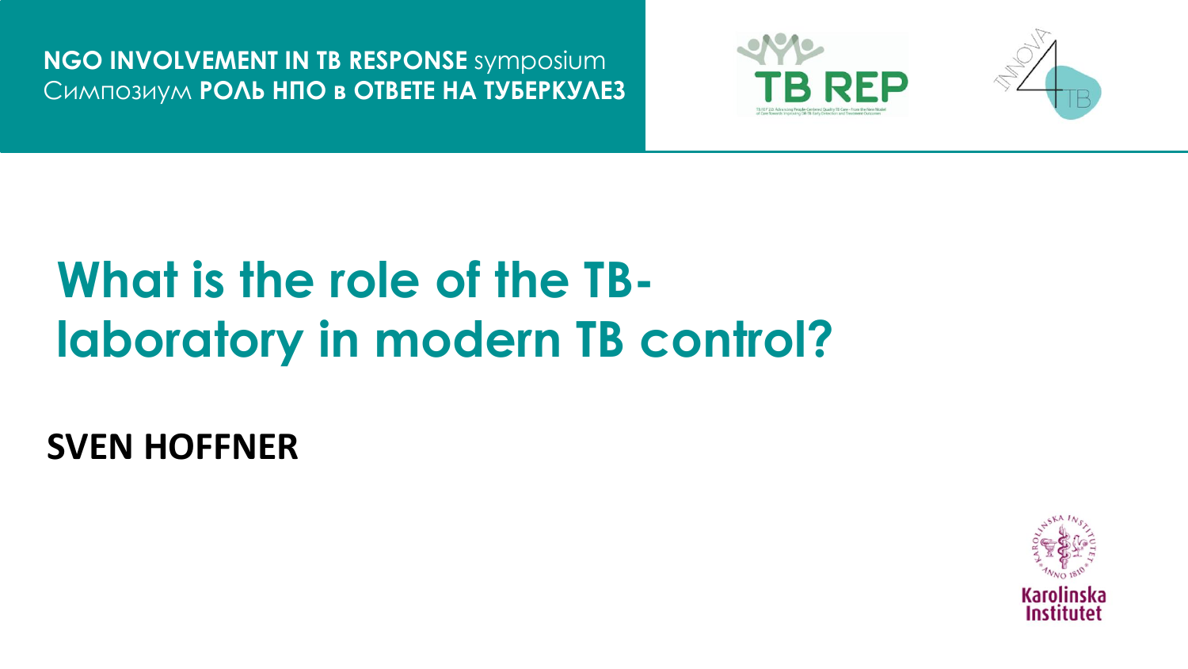**NGO INVOLVEMENT IN TB RESPONSE** symposium
Симпозиум **РОЛЬ НПО в ОТВЕТЕ НА ТУБЕРКУЛЕЗ**

# What is the role of the TB-laboratory in modern TB control?

**SVEN HOFFNER**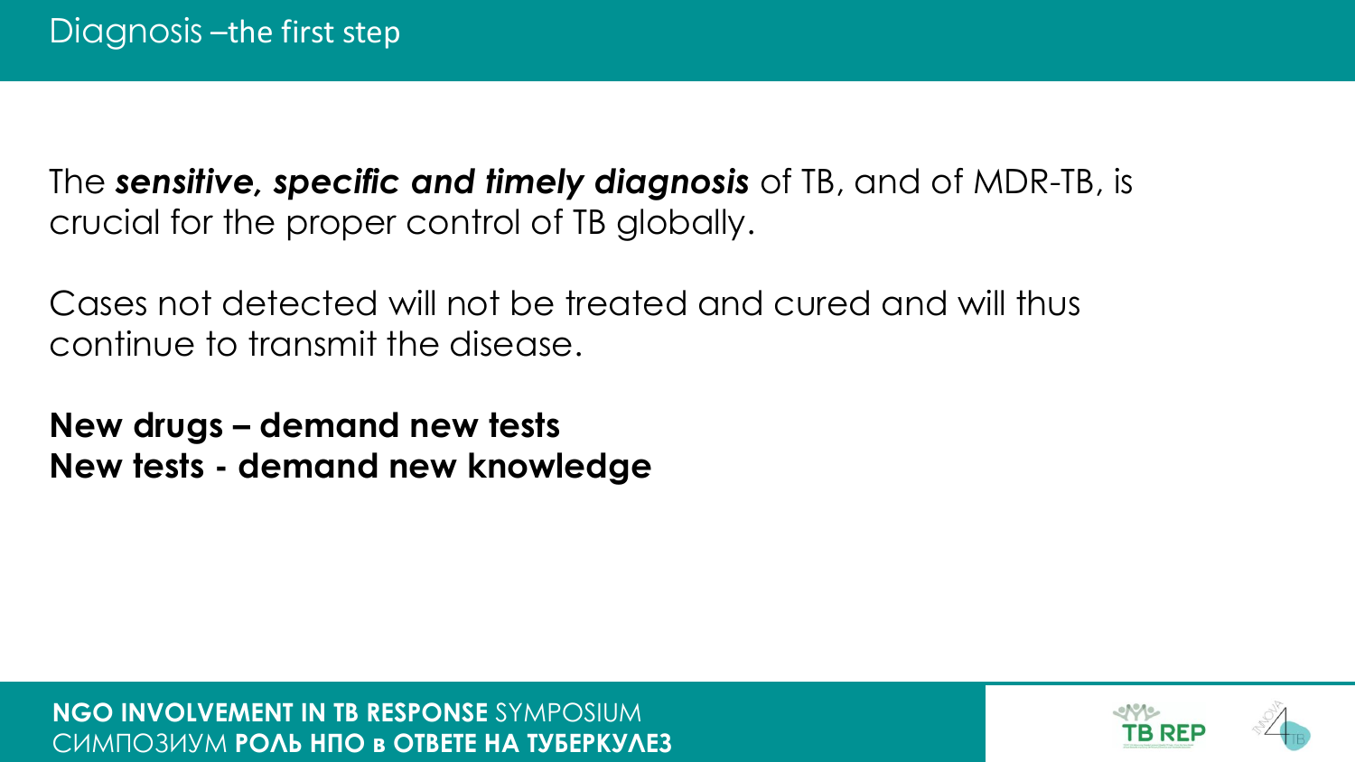# Diagnosis –the first step

The ***sensitive, specific and timely diagnosis*** of TB, and of MDR-TB, is crucial for the proper control of TB globally.

Cases not detected will not be treated and cured and will thus continue to transmit the disease.

**New drugs – demand new tests**
**New tests - demand new knowledge**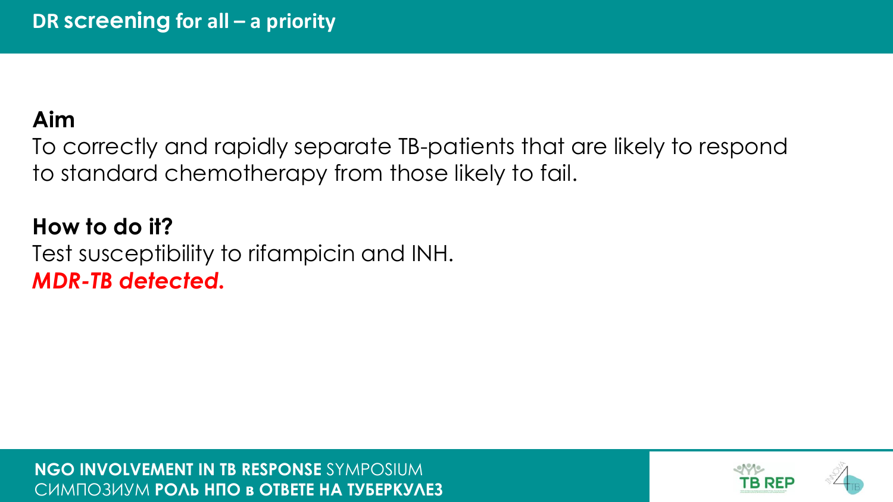# DR screening for all – a priority

**Aim**

To correctly and rapidly separate TB-patients that are likely to respond to standard chemotherapy from those likely to fail.

**How to do it?**

Test susceptibility to rifampicin and INH.

***MDR-TB detected.***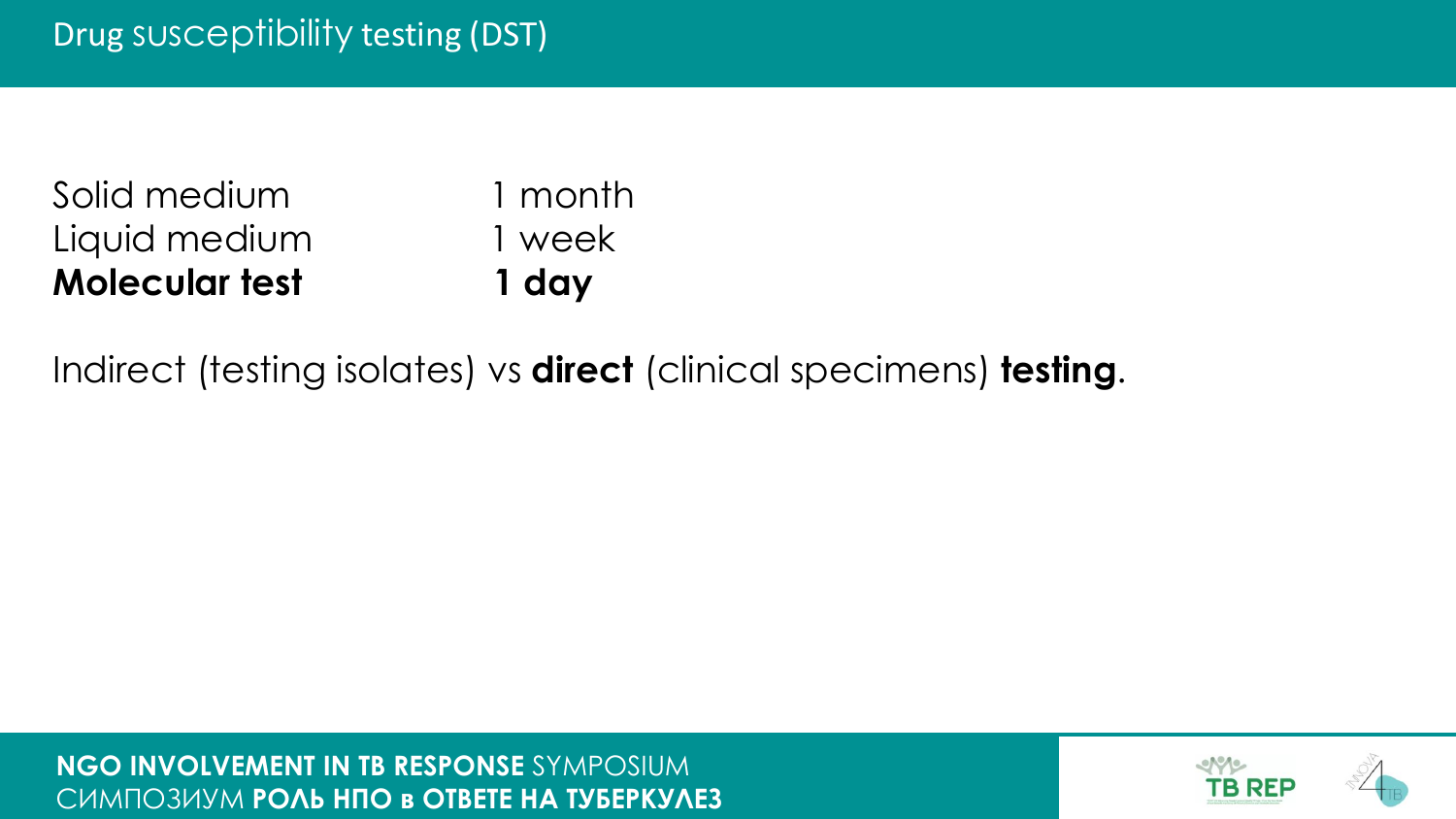# Drug susceptibility testing (DST)

| | |
|---|---|
| Solid medium | 1 month |
| Liquid medium | 1 week |
| **Molecular test** | **1 day** |

Indirect (testing isolates) vs **direct** (clinical specimens) **testing**.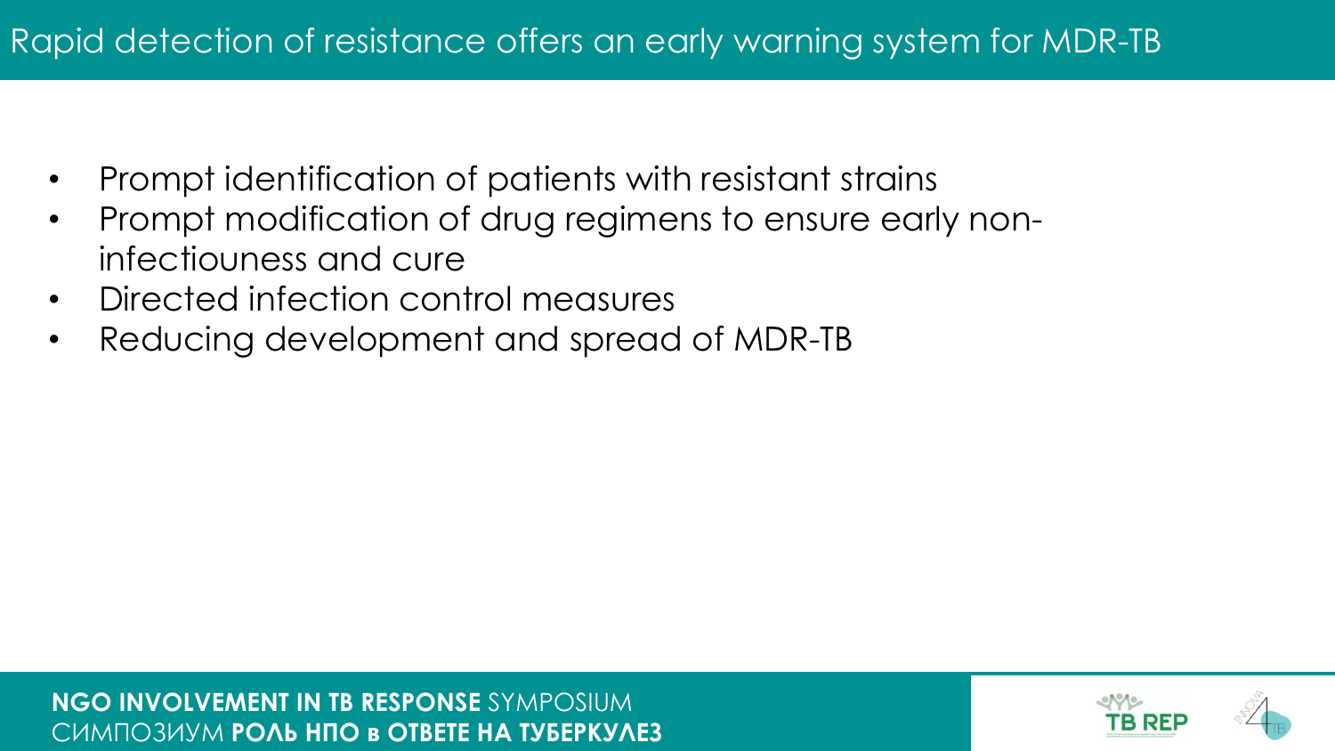# Rapid detection of resistance offers an early warning system for MDR-TB

- Prompt identification of patients with resistant strains
- Prompt modification of drug regimens to ensure early non-infectiouness and cure
- Directed infection control measures
- Reducing development and spread of MDR-TB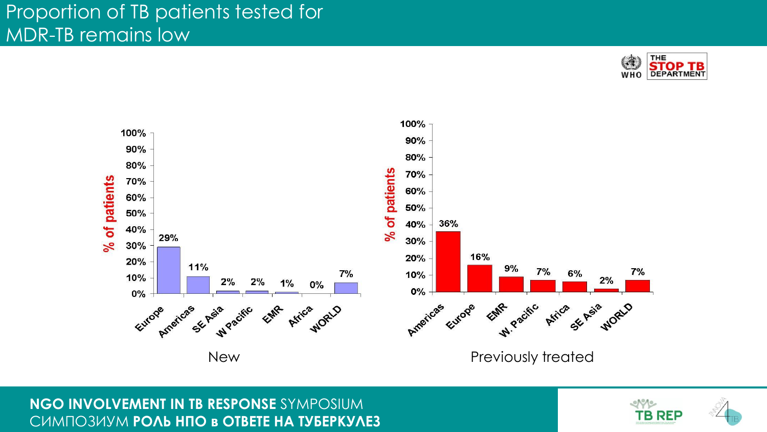# Proportion of TB patients tested for MDR-TB remains low

WHO | THE STOP TB DEPARTMENT

**New** (% of patients)

| Region | % of patients |
| --- | --- |
| Europe | 29% |
| Americas | 11% |
| SE Asia | 2% |
| W Pacific | 2% |
| EMR | 1% |
| Africa | 0% |
| WORLD | 7% |

**Previously treated** (% of patients)

| Region | % of patients |
| --- | --- |
| Americas | 36% |
| Europe | 16% |
| EMR | 9% |
| W. Pacific | 7% |
| Africa | 6% |
| SE Asia | 2% |
| WORLD | 7% |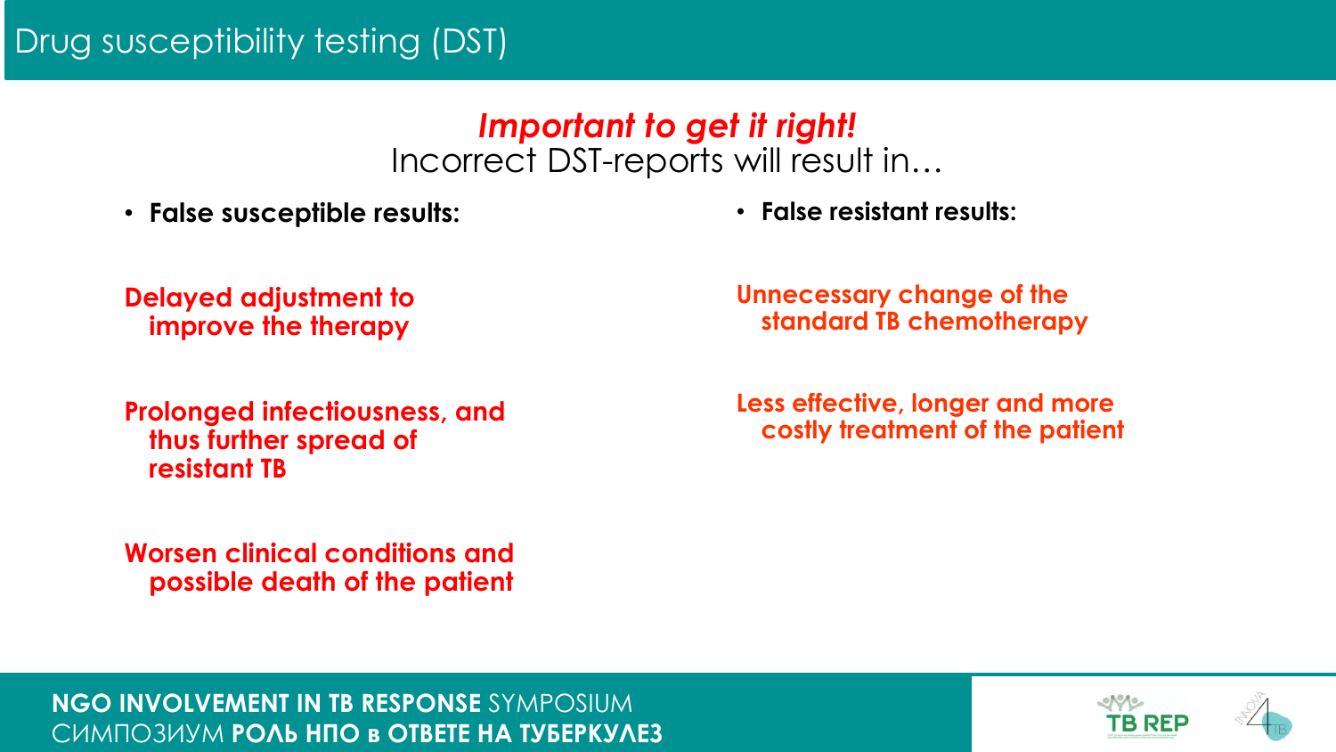# Drug susceptibility testing (DST)

***Important to get it right!***

Incorrect DST-reports will result in…

- **False susceptible results:**

  **Delayed adjustment to improve the therapy**

  **Prolonged infectiousness, and thus further spread of resistant TB**

  **Worsen clinical conditions and possible death of the patient**

- **False resistant results:**

  **Unnecessary change of the standard TB chemotherapy**

  **Less effective, longer and more costly treatment of the patient**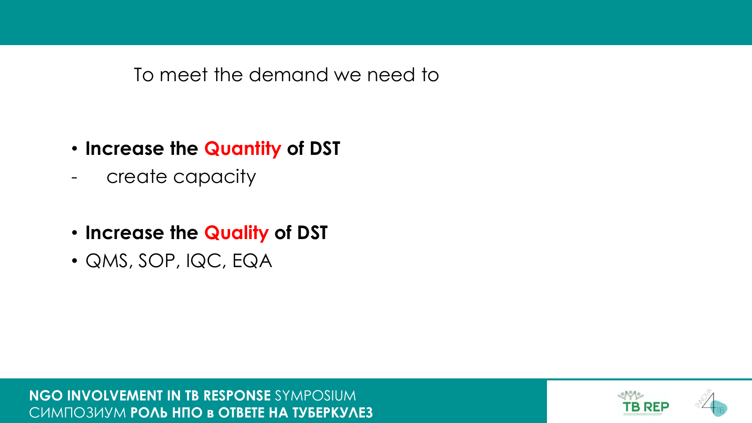To meet the demand we need to

- **Increase the Quantity of DST**

- create capacity

- **Increase the Quality of DST**
- QMS, SOP, IQC, EQA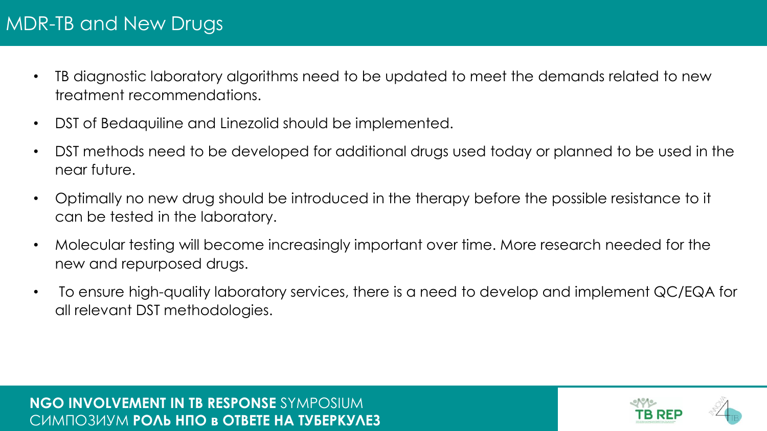# MDR-TB and New Drugs

- TB diagnostic laboratory algorithms need to be updated to meet the demands related to new treatment recommendations.
- DST of Bedaquiline and Linezolid should be implemented.
- DST methods need to be developed for additional drugs used today or planned to be used in the near future.
- Optimally no new drug should be introduced in the therapy before the possible resistance to it can be tested in the laboratory.
- Molecular testing will become increasingly important over time. More research needed for the new and repurposed drugs.
- To ensure high-quality laboratory services, there is a need to develop and implement QC/EQA for all relevant DST methodologies.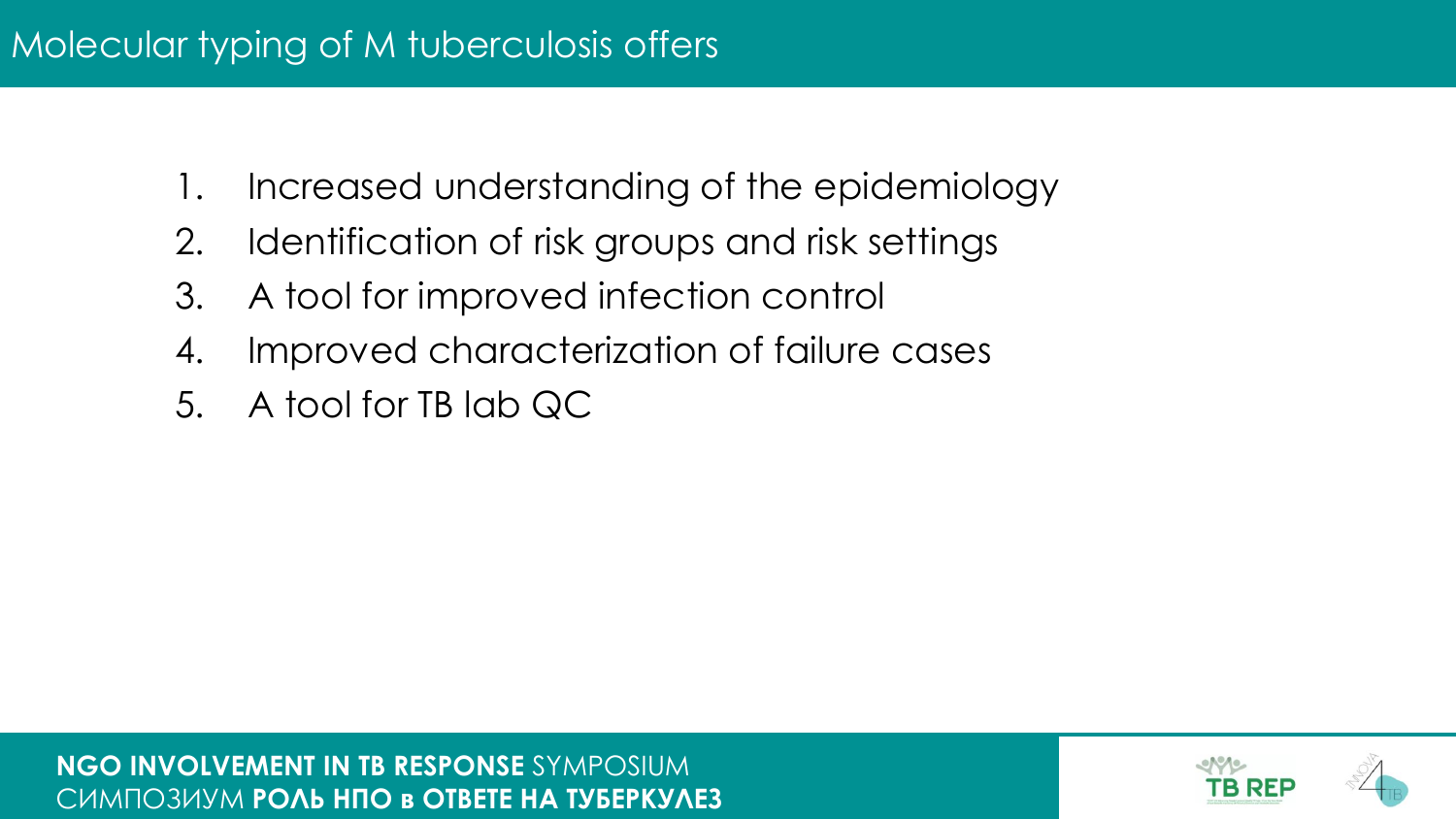# Molecular typing of M tuberculosis offers

1. Increased understanding of the epidemiology
2. Identification of risk groups and risk settings
3. A tool for improved infection control
4. Improved characterization of failure cases
5. A tool for TB lab QC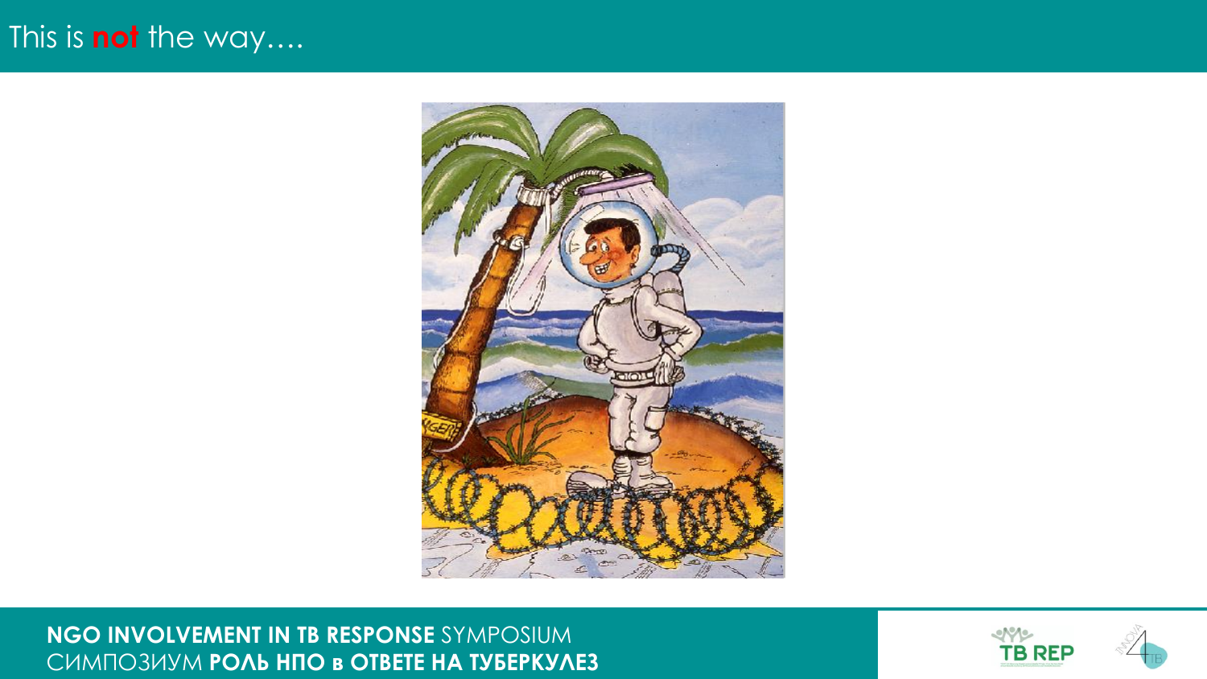# This is **not** the way….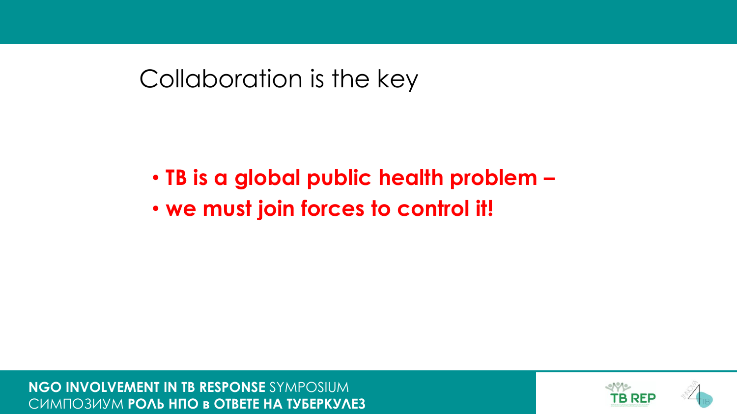# Collaboration is the key

- **TB is a global public health problem –**
- **we must join forces to control it!**